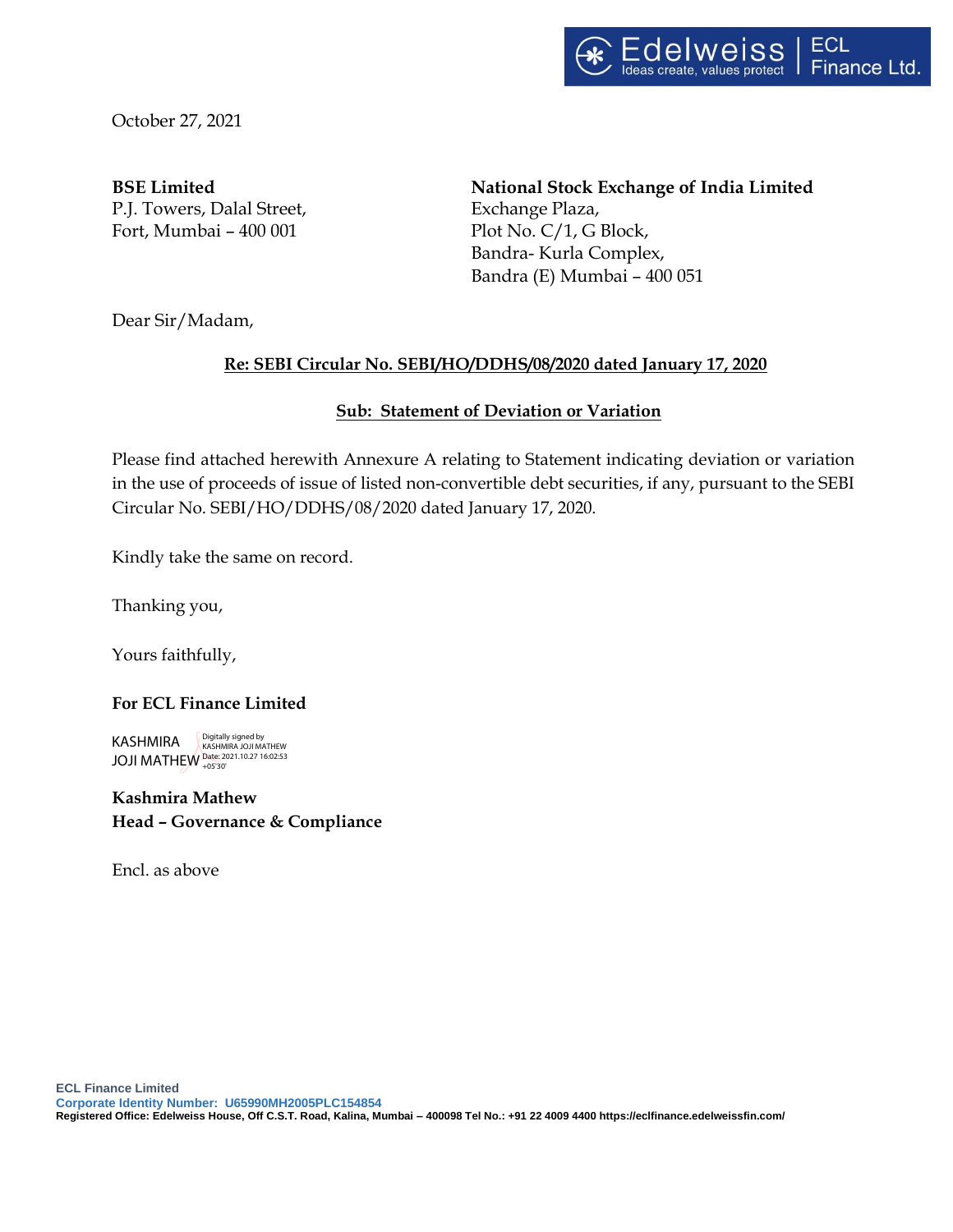Edelweiss | ECL Finance Ltd.
Ideas create, values protect

October 27, 2021

**BSE Limited**
P.J. Towers, Dalal Street,
Fort, Mumbai – 400 001

**National Stock Exchange of India Limited**
Exchange Plaza,
Plot No. C/1, G Block,
Bandra- Kurla Complex,
Bandra (E) Mumbai – 400 051

Dear Sir/Madam,

**Re: SEBI Circular No. SEBI/HO/DDHS/08/2020 dated January 17, 2020**

**Sub: Statement of Deviation or Variation**

Please find attached herewith Annexure A relating to Statement indicating deviation or variation in the use of proceeds of issue of listed non-convertible debt securities, if any, pursuant to the SEBI Circular No. SEBI/HO/DDHS/08/2020 dated January 17, 2020.

Kindly take the same on record.

Thanking you,

Yours faithfully,

**For ECL Finance Limited**

KASHMIRA JOJI MATHEW
Digitally signed by KASHMIRA JOJI MATHEW
Date: 2021.10.27 16:02:53 +05'30'

**Kashmira Mathew**
**Head – Governance & Compliance**

Encl. as above

**ECL Finance Limited**
**Corporate Identity Number: U65990MH2005PLC154854**
**Registered Office: Edelweiss House, Off C.S.T. Road, Kalina, Mumbai – 400098 Tel No.: +91 22 4009 4400 https://eclfinance.edelweissfin.com/**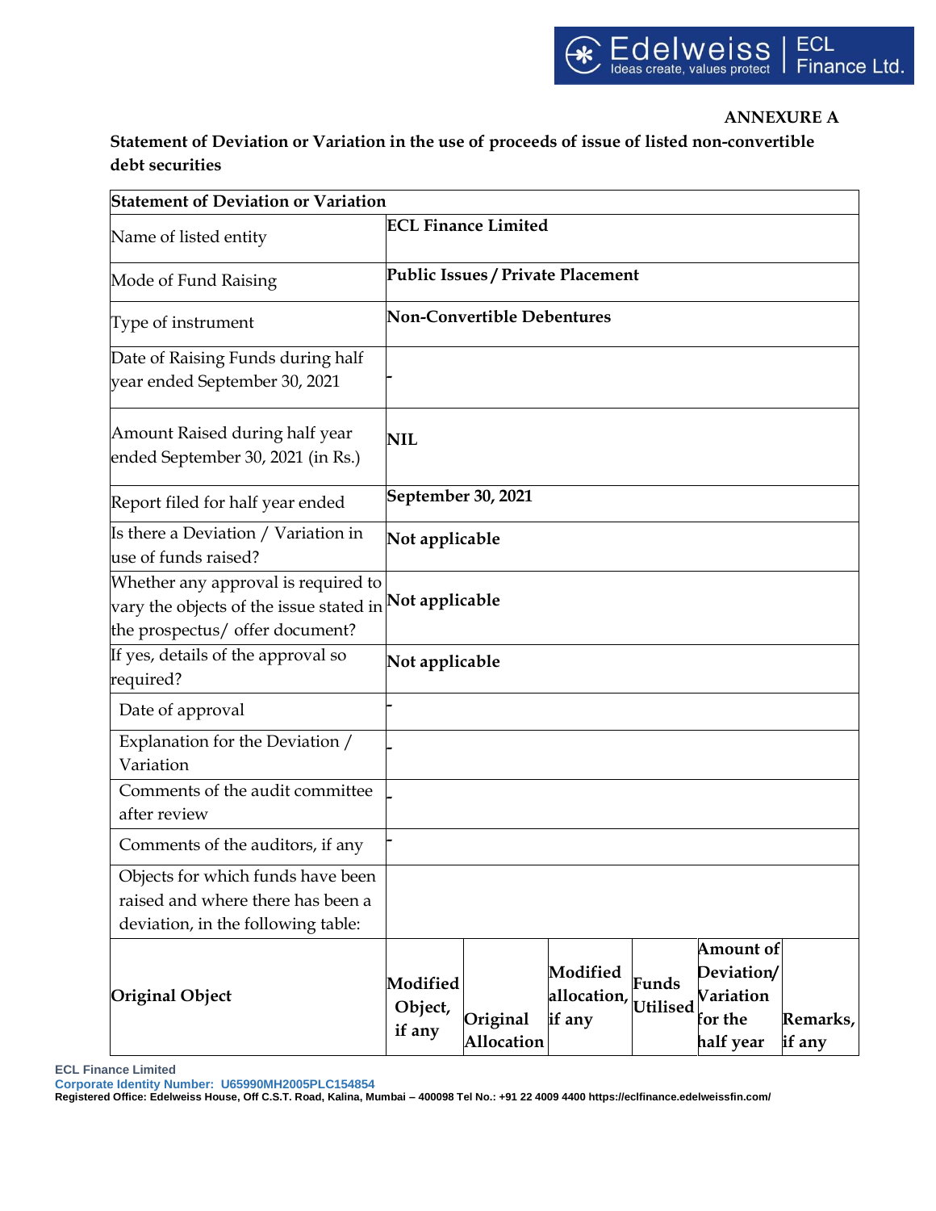**ANNEXURE A**

**Statement of Deviation or Variation in the use of proceeds of issue of listed non-convertible debt securities**

| Statement of Deviation or Variation | | | | | | |
|---|---|---|---|---|---|---|
| Name of listed entity | **ECL Finance Limited** | | | | | |
| Mode of Fund Raising | **Public Issues / Private Placement** | | | | | |
| Type of instrument | **Non-Convertible Debentures** | | | | | |
| Date of Raising Funds during half year ended September 30, 2021 | - | | | | | |
| Amount Raised during half year ended September 30, 2021 (in Rs.) | **NIL** | | | | | |
| Report filed for half year ended | **September 30, 2021** | | | | | |
| Is there a Deviation / Variation in use of funds raised? | **Not applicable** | | | | | |
| Whether any approval is required to vary the objects of the issue stated in the prospectus/ offer document? | **Not applicable** | | | | | |
| If yes, details of the approval so required? | **Not applicable** | | | | | |
| Date of approval | - | | | | | |
| Explanation for the Deviation / Variation | - | | | | | |
| Comments of the audit committee after review | - | | | | | |
| Comments of the auditors, if any | - | | | | | |
| Objects for which funds have been raised and where there has been a deviation, in the following table: | | | | | | |
| **Original Object** | **Modified Object, if any** | **Original Allocation** | **Modified allocation, if any** | **Funds Utilised** | **Amount of Deviation/ Variation for the half year** | **Remarks, if any** |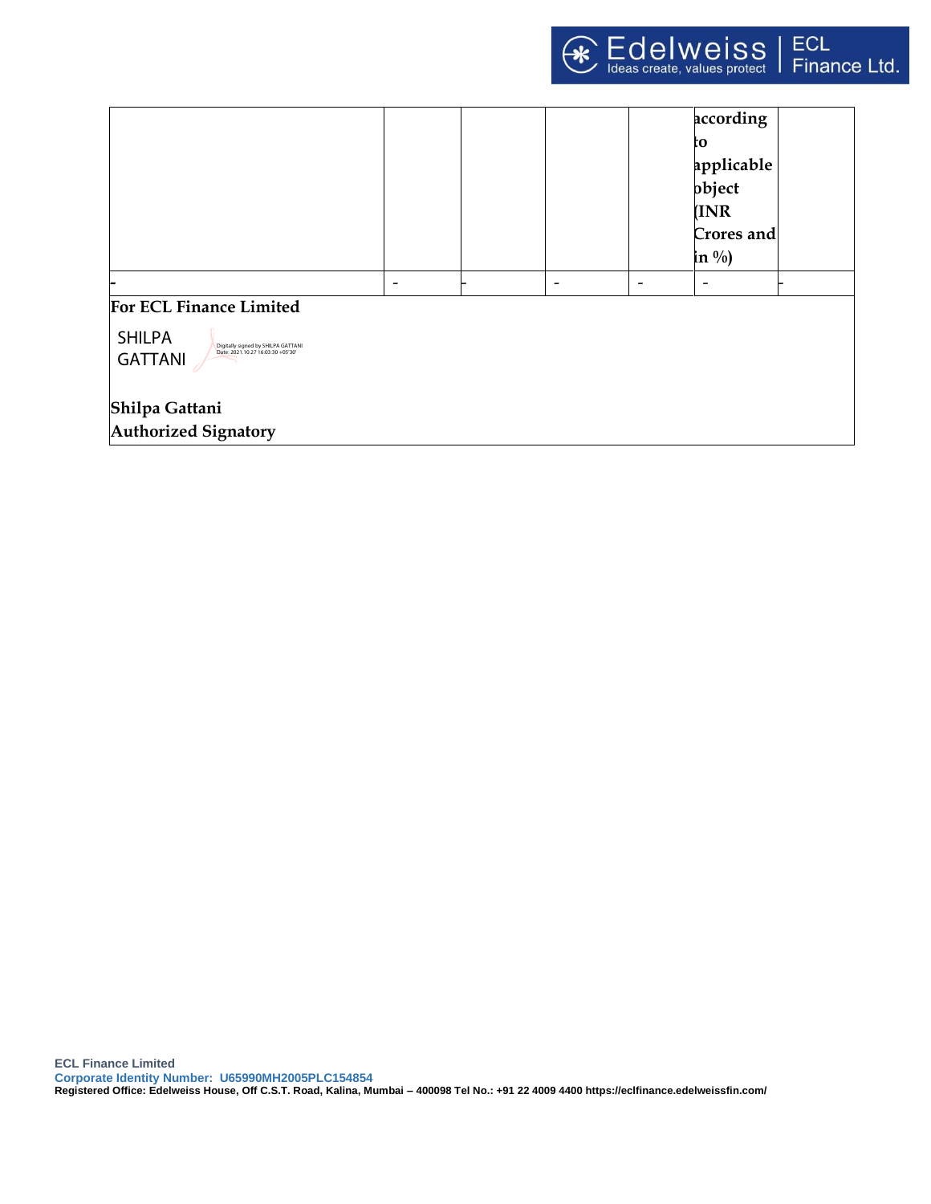| | | | | | | |
|---|---|---|---|---|---|---|
| | | | | | **according to applicable object (INR Crores and in %)** | |
| - | - | - | - | - | - | - |

**For ECL Finance Limited**

SHILPA GATTANI

Digitally signed by SHILPA GATTANI
Date: 2021.10.27 16:03:30 +05'30'

**Shilpa Gattani**
**Authorized Signatory**

**ECL Finance Limited**
**Corporate Identity Number: U65990MH2005PLC154854**
**Registered Office: Edelweiss House, Off C.S.T. Road, Kalina, Mumbai – 400098 Tel No.: +91 22 4009 4400 https://eclfinance.edelweissfin.com/**